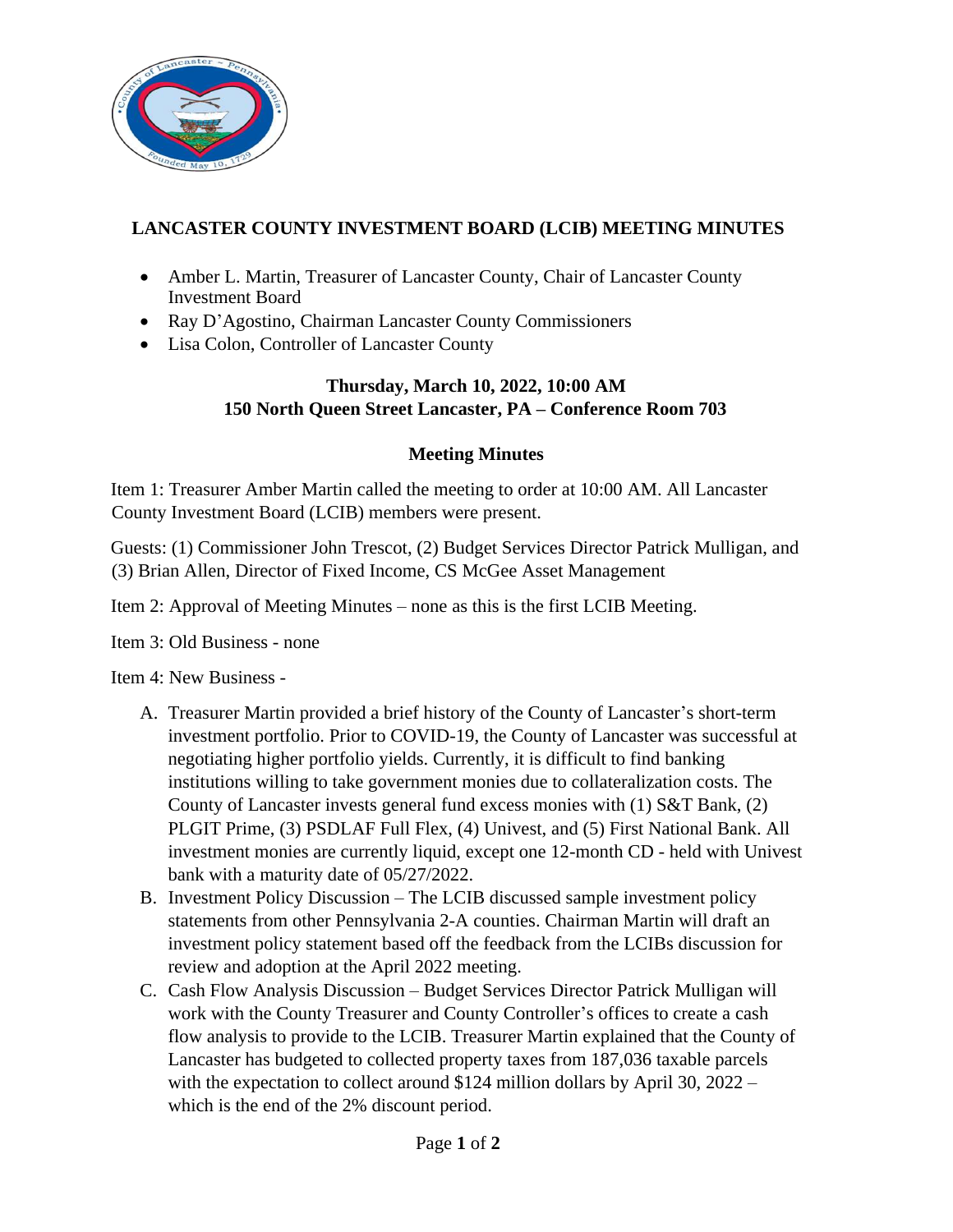# LANCASTER COUNTY INVESTMENT BOARD (LCIB) MEETING MINUTES

- Amber L. Martin, Treasurer of Lancaster County, Chair of Lancaster County Investment Board
- Ray D'Agostino, Chairman Lancaster County Commissioners
- Lisa Colon, Controller of Lancaster County

**Thursday, March 10, 2022, 10:00 AM**
**150 North Queen Street Lancaster, PA – Conference Room 703**

## Meeting Minutes

Item 1: Treasurer Amber Martin called the meeting to order at 10:00 AM. All Lancaster County Investment Board (LCIB) members were present.

Guests: (1) Commissioner John Trescot, (2) Budget Services Director Patrick Mulligan, and (3) Brian Allen, Director of Fixed Income, CS McGee Asset Management

Item 2: Approval of Meeting Minutes – none as this is the first LCIB Meeting.

Item 3: Old Business - none

Item 4: New Business -

A. Treasurer Martin provided a brief history of the County of Lancaster's short-term investment portfolio. Prior to COVID-19, the County of Lancaster was successful at negotiating higher portfolio yields. Currently, it is difficult to find banking institutions willing to take government monies due to collateralization costs. The County of Lancaster invests general fund excess monies with (1) S&T Bank, (2) PLGIT Prime, (3) PSDLAF Full Flex, (4) Univest, and (5) First National Bank. All investment monies are currently liquid, except one 12-month CD - held with Univest bank with a maturity date of 05/27/2022.
B. Investment Policy Discussion – The LCIB discussed sample investment policy statements from other Pennsylvania 2-A counties. Chairman Martin will draft an investment policy statement based off the feedback from the LCIBs discussion for review and adoption at the April 2022 meeting.
C. Cash Flow Analysis Discussion – Budget Services Director Patrick Mulligan will work with the County Treasurer and County Controller's offices to create a cash flow analysis to provide to the LCIB. Treasurer Martin explained that the County of Lancaster has budgeted to collected property taxes from 187,036 taxable parcels with the expectation to collect around $124 million dollars by April 30, 2022 – which is the end of the 2% discount period.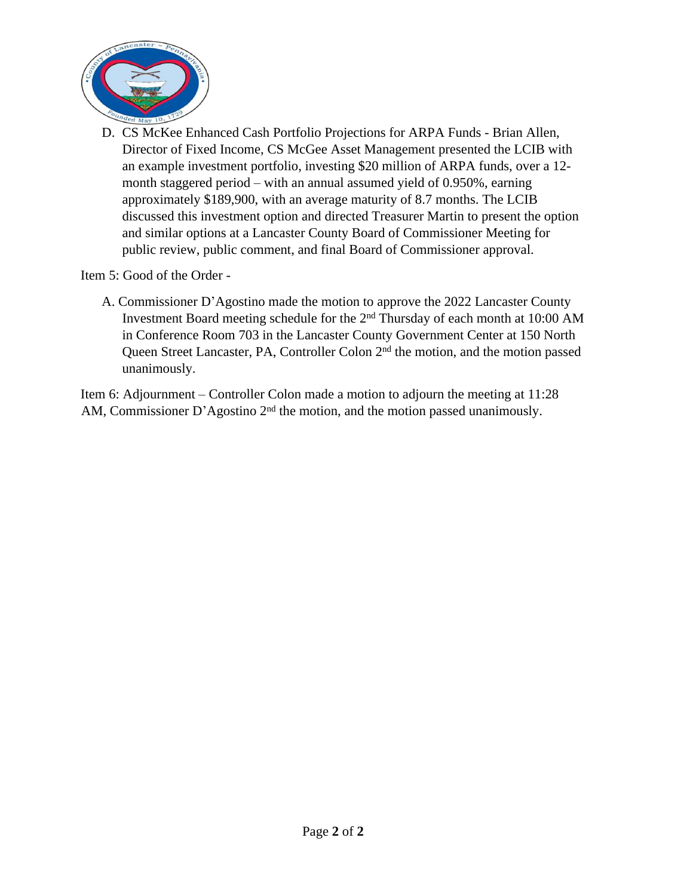D. CS McKee Enhanced Cash Portfolio Projections for ARPA Funds - Brian Allen, Director of Fixed Income, CS McGee Asset Management presented the LCIB with an example investment portfolio, investing $20 million of ARPA funds, over a 12-month staggered period – with an annual assumed yield of 0.950%, earning approximately $189,900, with an average maturity of 8.7 months. The LCIB discussed this investment option and directed Treasurer Martin to present the option and similar options at a Lancaster County Board of Commissioner Meeting for public review, public comment, and final Board of Commissioner approval.

Item 5: Good of the Order -

A. Commissioner D'Agostino made the motion to approve the 2022 Lancaster County Investment Board meeting schedule for the 2nd Thursday of each month at 10:00 AM in Conference Room 703 in the Lancaster County Government Center at 150 North Queen Street Lancaster, PA, Controller Colon 2nd the motion, and the motion passed unanimously.

Item 6: Adjournment – Controller Colon made a motion to adjourn the meeting at 11:28 AM, Commissioner D'Agostino 2nd the motion, and the motion passed unanimously.